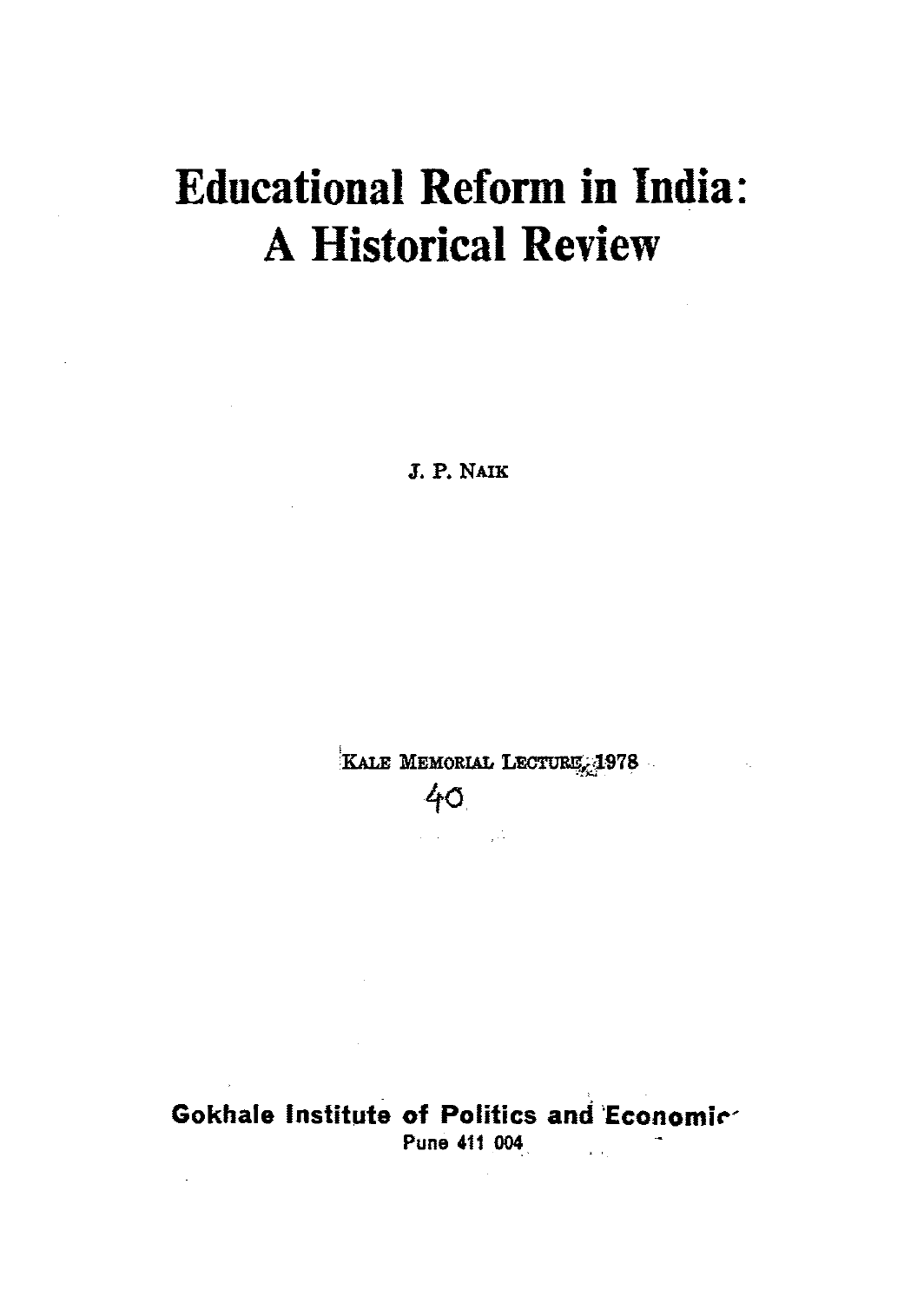# Educational Reform in India: A Historical Review

J. P. NAIK

KALE MEMORIAL LECTURE, 1978

40

**Gokhale Institute of Politics and Economics**
Pune 411 004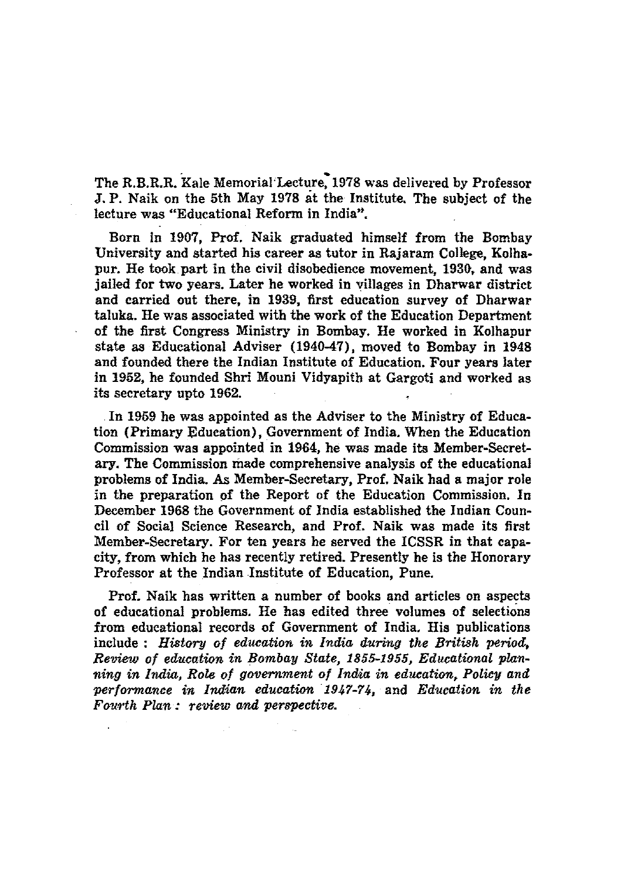The R.B.R.R. Kale Memorial Lecture, 1978 was delivered by Professor J. P. Naik on the 5th May 1978 at the Institute. The subject of the lecture was "Educational Reform in India".

Born in 1907, Prof. Naik graduated himself from the Bombay University and started his career as tutor in Rajaram College, Kolhapur. He took part in the civil disobedience movement, 1930, and was jailed for two years. Later he worked in villages in Dharwar district and carried out there, in 1939, first education survey of Dharwar taluka. He was associated with the work of the Education Department of the first Congress Ministry in Bombay. He worked in Kolhapur state as Educational Adviser (1940-47), moved to Bombay in 1948 and founded there the Indian Institute of Education. Four years later in 1952, he founded Shri Mouni Vidyapith at Gargoti and worked as its secretary upto 1962.

In 1959 he was appointed as the Adviser to the Ministry of Education (Primary Education), Government of India. When the Education Commission was appointed in 1964, he was made its Member-Secretary. The Commission made comprehensive analysis of the educational problems of India. As Member-Secretary, Prof. Naik had a major role in the preparation of the Report of the Education Commission. In December 1968 the Government of India established the Indian Council of Social Science Research, and Prof. Naik was made its first Member-Secretary. For ten years he served the ICSSR in that capacity, from which he has recently retired. Presently he is the Honorary Professor at the Indian Institute of Education, Pune.

Prof. Naik has written a number of books and articles on aspects of educational problems. He has edited three volumes of selections from educational records of Government of India. His publications include : *History of education in India during the British period*, *Review of education in Bombay State, 1855-1955*, *Educational planning in India*, *Role of government of India in education*, *Policy and performance in Indian education 1947-74*, and *Education in the Fourth Plan : review and perspective.*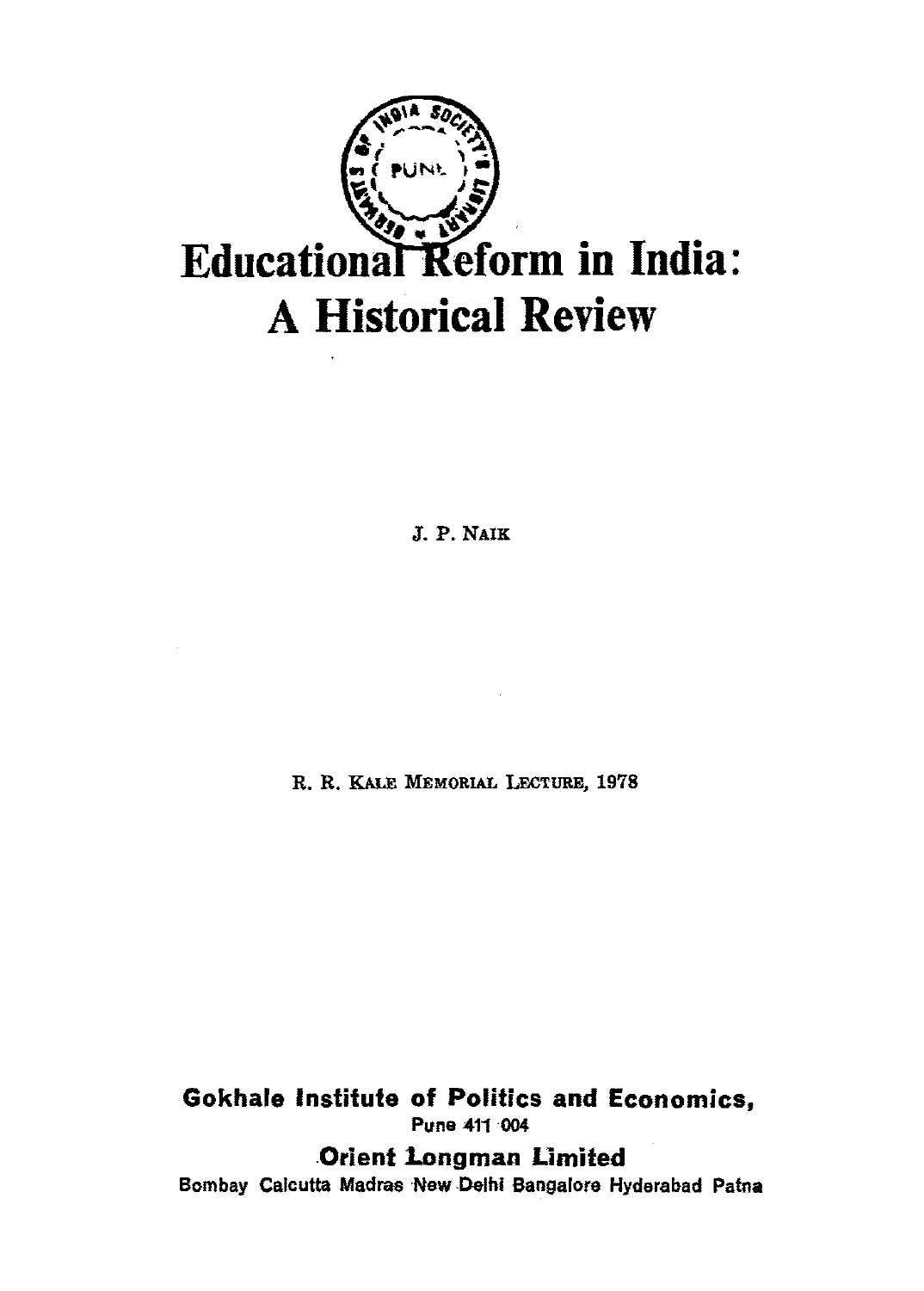# Educational Reform in India: A Historical Review

J. P. NAIK

R. R. KALE MEMORIAL LECTURE, 1978

**Gokhale Institute of Politics and Economics,**
Pune 411 004

**Orient Longman Limited**
Bombay Calcutta Madras New Delhi Bangalore Hyderabad Patna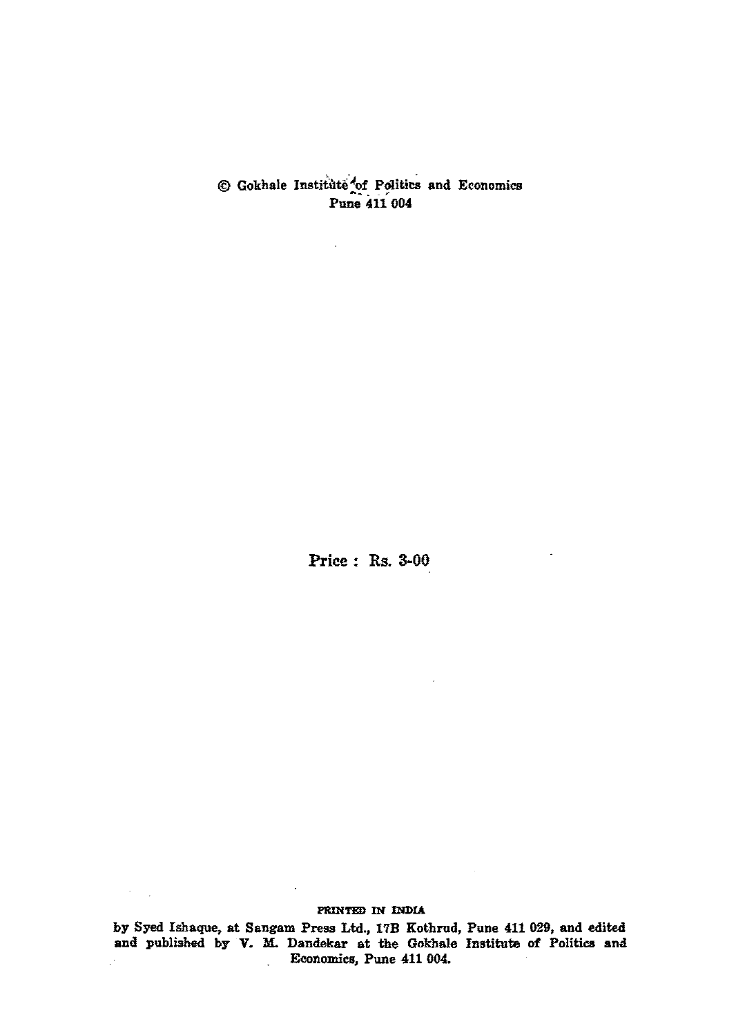© Gokhale Institute of Politics and Economics
Pune 411 004

Price : Rs. 3-00

PRINTED IN INDIA

by Syed Ishaque, at Sangam Press Ltd., 17B Kothrud, Pune 411 029, and edited and published by V. M. Dandekar at the Gokhale Institute of Politics and Economics, Pune 411 004.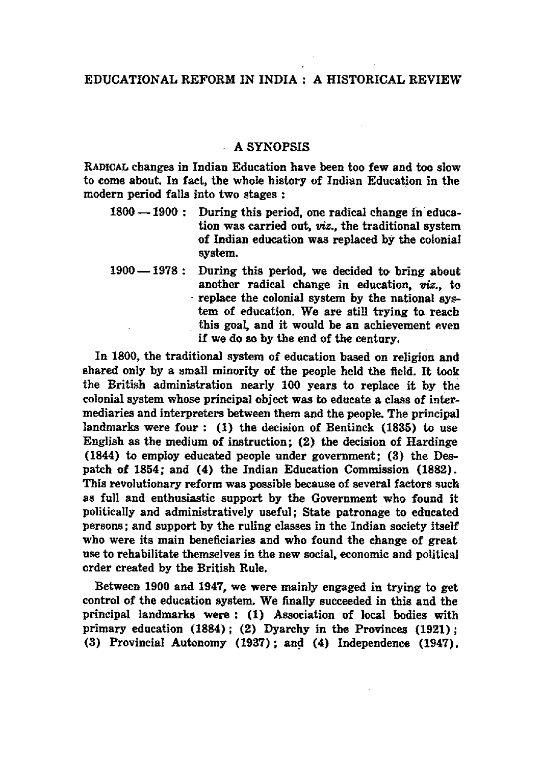# EDUCATIONAL REFORM IN INDIA : A HISTORICAL REVIEW

## A SYNOPSIS

RADICAL changes in Indian Education have been too few and too slow to come about. In fact, the whole history of Indian Education in the modern period falls into two stages :

- 1800 — 1900 : During this period, one radical change in education was carried out, *viz.*, the traditional system of Indian education was replaced by the colonial system.
- 1900 — 1978 : During this period, we decided to bring about another radical change in education, *viz.*, to replace the colonial system by the national system of education. We are still trying to reach this goal, and it would be an achievement even if we do so by the end of the century.

In 1800, the traditional system of education based on religion and shared only by a small minority of the people held the field. It took the British administration nearly 100 years to replace it by the colonial system whose principal object was to educate a class of intermediaries and interpreters between them and the people. The principal landmarks were four : (1) the decision of Bentinck (1835) to use English as the medium of instruction; (2) the decision of Hardinge (1844) to employ educated people under government; (3) the Despatch of 1854; and (4) the Indian Education Commission (1882). This revolutionary reform was possible because of several factors such as full and enthusiastic support by the Government who found it politically and administratively useful; State patronage to educated persons; and support by the ruling classes in the Indian society itself who were its main beneficiaries and who found the change of great use to rehabilitate themselves in the new social, economic and political order created by the British Rule.

Between 1900 and 1947, we were mainly engaged in trying to get control of the education system. We finally succeeded in this and the principal landmarks were : (1) Association of local bodies with primary education (1884); (2) Dyarchy in the Provinces (1921); (3) Provincial Autonomy (1937); and (4) Independence (1947).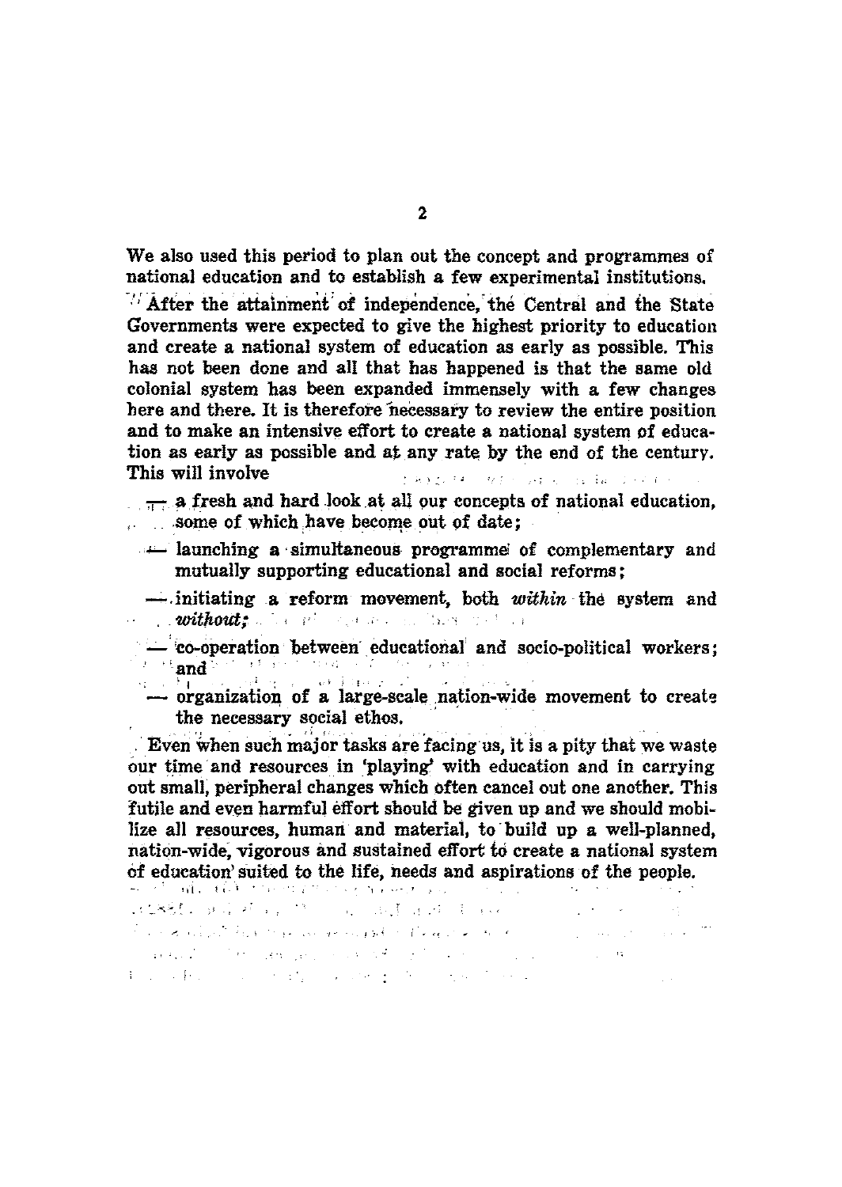We also used this period to plan out the concept and programmes of national education and to establish a few experimental institutions.

After the attainment of independence, the Central and the State Governments were expected to give the highest priority to education and create a national system of education as early as possible. This has not been done and all that has happened is that the same old colonial system has been expanded immensely with a few changes here and there. It is therefore necessary to review the entire position and to make an intensive effort to create a national system of education as early as possible and at any rate by the end of the century. This will involve

- a fresh and hard look at all our concepts of national education, some of which have become out of date;
- launching a simultaneous programme of complementary and mutually supporting educational and social reforms;
- initiating a reform movement, both *within* the system and *without*;
- co-operation between educational and socio-political workers; and
- organization of a large-scale nation-wide movement to create the necessary social ethos.

Even when such major tasks are facing us, it is a pity that we waste our time and resources in 'playing' with education and in carrying out small, peripheral changes which often cancel out one another. This futile and even harmful effort should be given up and we should mobilize all resources, human and material, to build up a well-planned, nation-wide, vigorous and sustained effort to create a national system of education suited to the life, needs and aspirations of the people.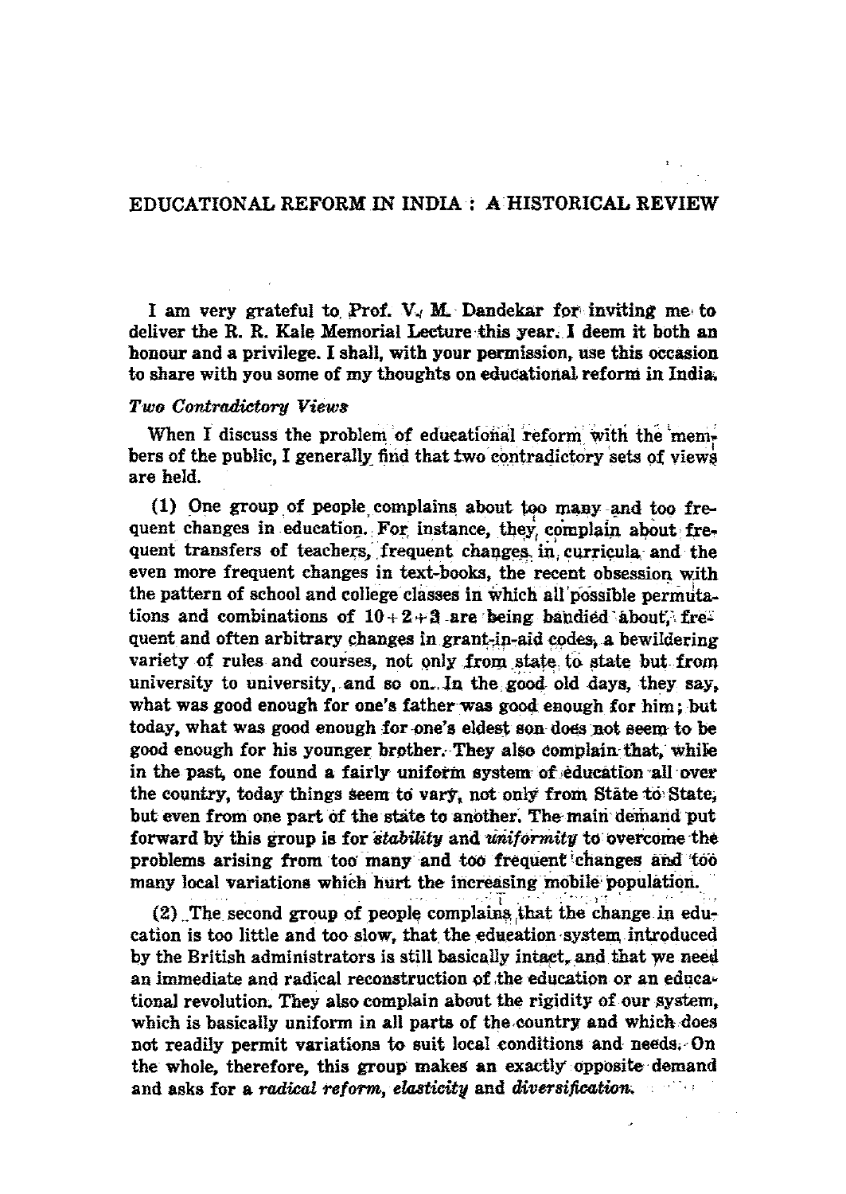## EDUCATIONAL REFORM IN INDIA : A HISTORICAL REVIEW

I am very grateful to Prof. V. M. Dandekar for inviting me to deliver the R. R. Kale Memorial Lecture this year. I deem it both an honour and a privilege. I shall, with your permission, use this occasion to share with you some of my thoughts on educational reform in India.

### *Two Contradictory Views*

When I discuss the problem of educational reform with the members of the public, I generally find that two contradictory sets of views are held.

(1) One group of people complains about too many and too frequent changes in education. For instance, they complain about frequent transfers of teachers, frequent changes in curricula and the even more frequent changes in text-books, the recent obsession with the pattern of school and college classes in which all possible permutations and combinations of 10 + 2 + 3 are being bandied about, frequent and often arbitrary changes in grant-in-aid codes, a bewildering variety of rules and courses, not only from state to state but from university to university, and so on. In the good old days, they say, what was good enough for one's father was good enough for him; but today, what was good enough for one's eldest son does not seem to be good enough for his younger brother. They also complain that, while in the past, one found a fairly uniform system of education all over the country, today things seem to vary, not only from State to State, but even from one part of the state to another. The main demand put forward by this group is for *stability* and *uniformity* to overcome the problems arising from too many and too frequent changes and too many local variations which hurt the increasing mobile population.

(2) The second group of people complains that the change in education is too little and too slow, that the education system introduced by the British administrators is still basically intact, and that we need an immediate and radical reconstruction of the education or an educational revolution. They also complain about the rigidity of our system, which is basically uniform in all parts of the country and which does not readily permit variations to suit local conditions and needs. On the whole, therefore, this group makes an exactly opposite demand and asks for a *radical reform*, *elasticity* and *diversification*.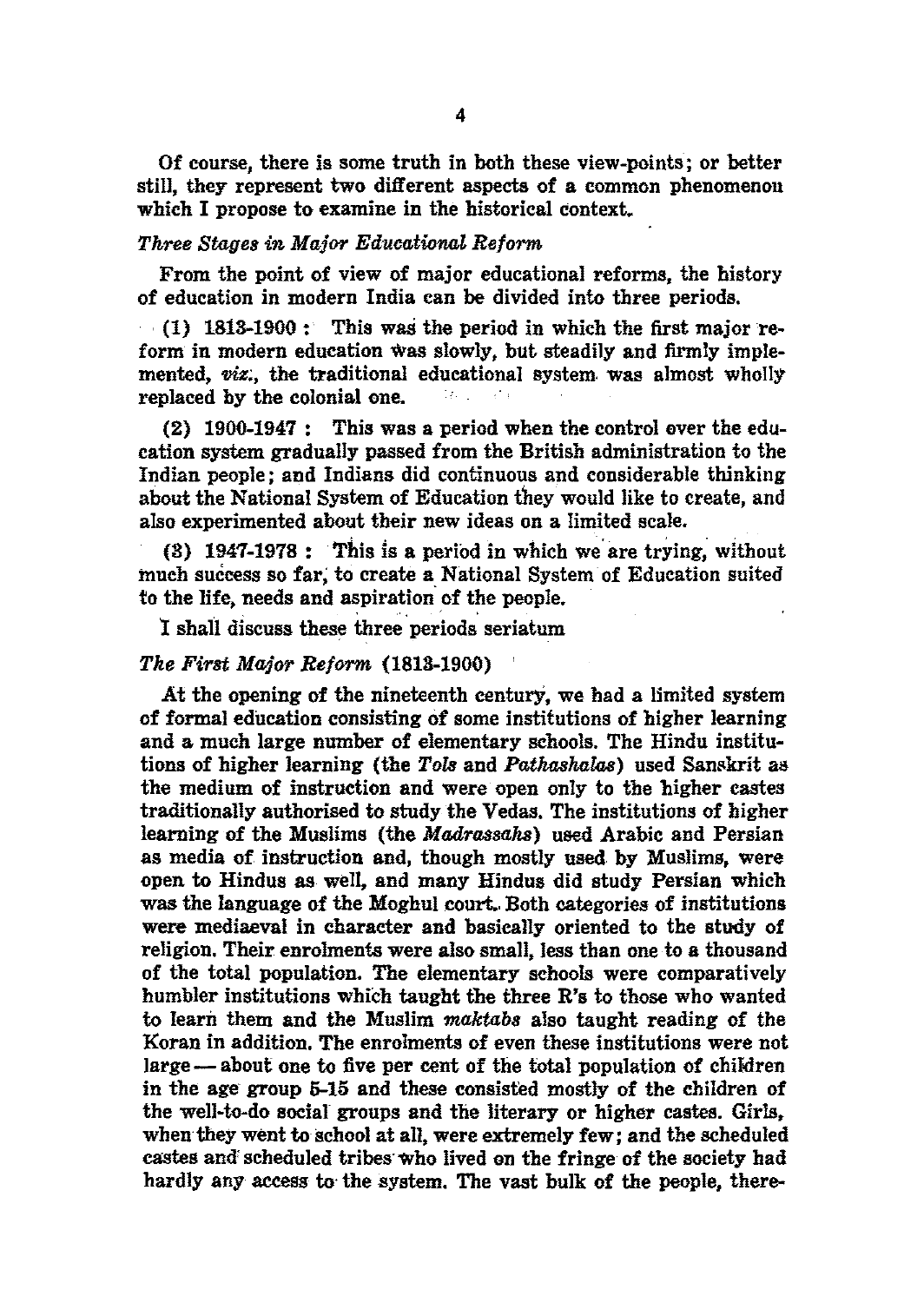Of course, there is some truth in both these view-points; or better still, they represent two different aspects of a common phenomenon which I propose to examine in the historical context.

### *Three Stages in Major Educational Reform*

From the point of view of major educational reforms, the history of education in modern India can be divided into three periods.

(1) 1813-1900 : This was the period in which the first major reform in modern education was slowly, but steadily and firmly implemented, *viz.*, the traditional educational system was almost wholly replaced by the colonial one.

(2) 1900-1947 : This was a period when the control over the education system gradually passed from the British administration to the Indian people; and Indians did continuous and considerable thinking about the National System of Education they would like to create, and also experimented about their new ideas on a limited scale.

(3) 1947-1978 : This is a period in which we are trying, without much success so far, to create a National System of Education suited to the life, needs and aspiration of the people.

I shall discuss these three periods seriatum

### *The First Major Reform* (1813-1900)

At the opening of the nineteenth century, we had a limited system of formal education consisting of some institutions of higher learning and a much large number of elementary schools. The Hindu institutions of higher learning (the *Tols* and *Pathashalas*) used Sanskrit as the medium of instruction and were open only to the higher castes traditionally authorised to study the Vedas. The institutions of higher learning of the Muslims (the *Madrassahs*) used Arabic and Persian as media of instruction and, though mostly used by Muslims, were open to Hindus as well, and many Hindus did study Persian which was the language of the Moghul court. Both categories of institutions were mediaeval in character and basically oriented to the study of religion. Their enrolments were also small, less than one to a thousand of the total population. The elementary schools were comparatively humbler institutions which taught the three R's to those who wanted to learn them and the Muslim *maktabs* also taught reading of the Koran in addition. The enrolments of even these institutions were not large — about one to five per cent of the total population of children in the age group 5-15 and these consisted mostly of the children of the well-to-do social groups and the literary or higher castes. Girls, when they went to school at all, were extremely few; and the scheduled castes and scheduled tribes who lived on the fringe of the society had hardly any access to the system. The vast bulk of the people, there-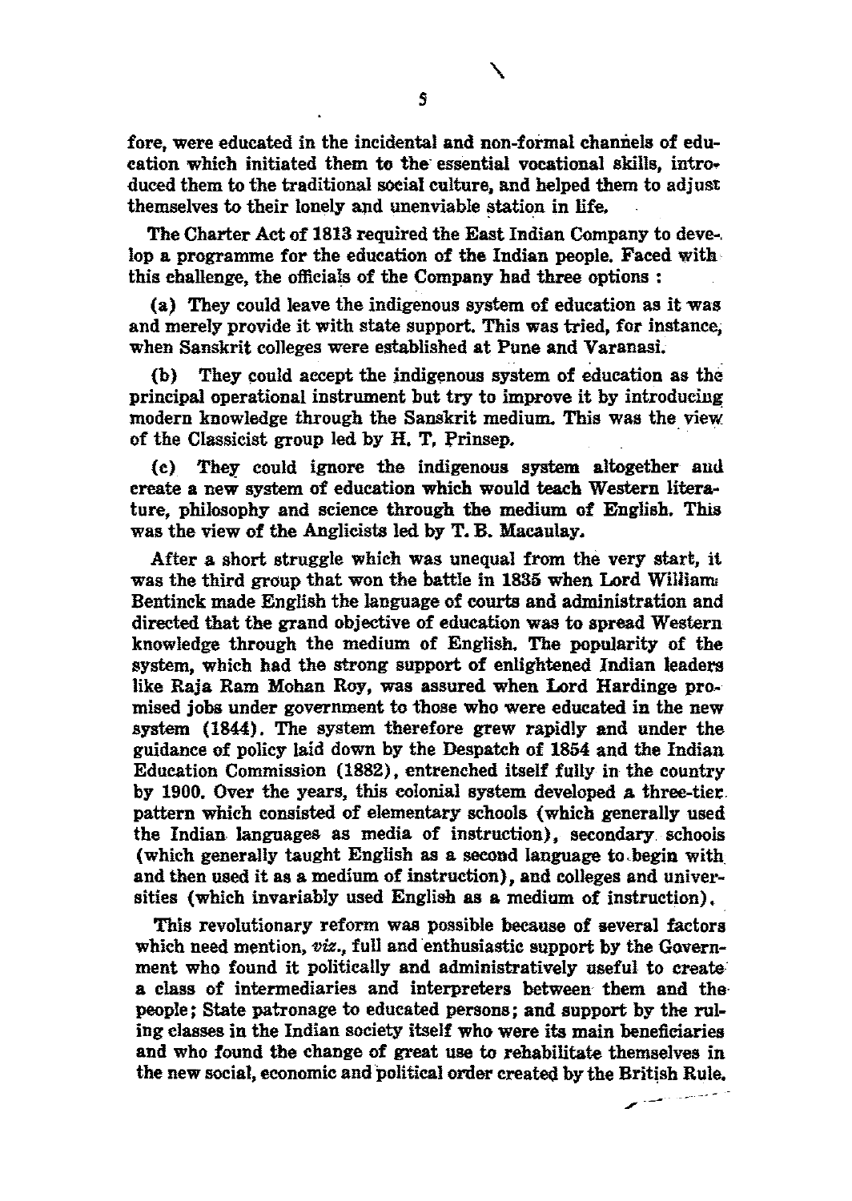fore, were educated in the incidental and non-formal channels of education which initiated them to the essential vocational skills, introduced them to the traditional social culture, and helped them to adjust themselves to their lonely and unenviable station in life.

The Charter Act of 1813 required the East Indian Company to develop a programme for the education of the Indian people. Faced with this challenge, the officials of the Company had three options :

(a) They could leave the indigenous system of education as it was and merely provide it with state support. This was tried, for instance, when Sanskrit colleges were established at Pune and Varanasi.

(b) They could accept the indigenous system of education as the principal operational instrument but try to improve it by introducing modern knowledge through the Sanskrit medium. This was the view of the Classicist group led by H. T. Prinsep.

(c) They could ignore the indigenous system altogether and create a new system of education which would teach Western literature, philosophy and science through the medium of English. This was the view of the Anglicists led by T. B. Macaulay.

After a short struggle which was unequal from the very start, it was the third group that won the battle in 1835 when Lord William Bentinck made English the language of courts and administration and directed that the grand objective of education was to spread Western knowledge through the medium of English. The popularity of the system, which had the strong support of enlightened Indian leaders like Raja Ram Mohan Roy, was assured when Lord Hardinge promised jobs under government to those who were educated in the new system (1844). The system therefore grew rapidly and under the guidance of policy laid down by the Despatch of 1854 and the Indian Education Commission (1882), entrenched itself fully in the country by 1900. Over the years, this colonial system developed a three-tier pattern which consisted of elementary schools (which generally used the Indian languages as media of instruction), secondary schools (which generally taught English as a second language to begin with and then used it as a medium of instruction), and colleges and universities (which invariably used English as a medium of instruction).

This revolutionary reform was possible because of several factors which need mention, *viz.*, full and enthusiastic support by the Government who found it politically and administratively useful to create a class of intermediaries and interpreters between them and the people; State patronage to educated persons; and support by the ruling classes in the Indian society itself who were its main beneficiaries and who found the change of great use to rehabilitate themselves in the new social, economic and political order created by the British Rule.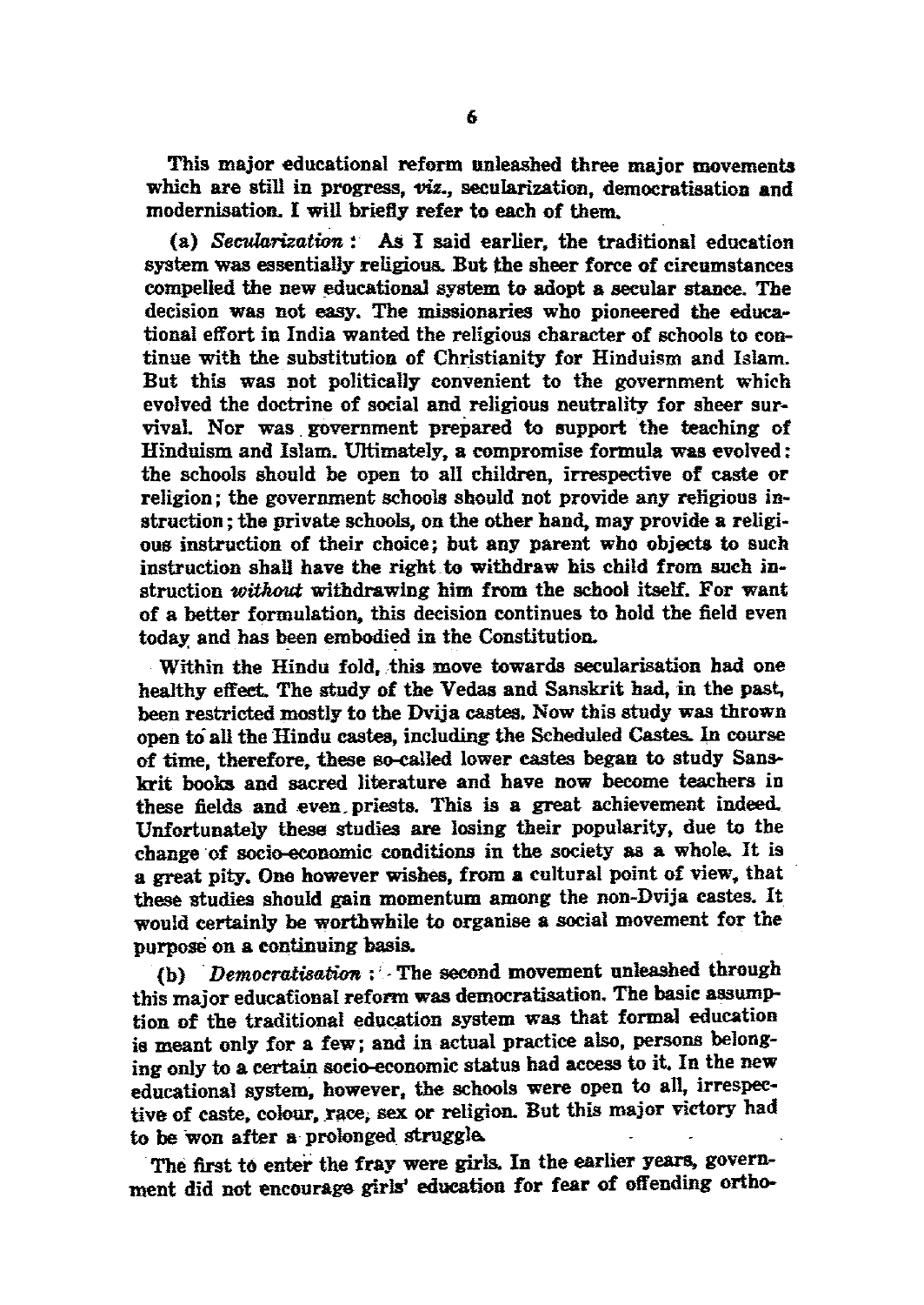This major educational reform unleashed three major movements which are still in progress, *viz.*, secularization, democratisation and modernisation. I will briefly refer to each of them.

(a) *Secularization* : As I said earlier, the traditional education system was essentially religious. But the sheer force of circumstances compelled the new educational system to adopt a secular stance. The decision was not easy. The missionaries who pioneered the educational effort in India wanted the religious character of schools to continue with the substitution of Christianity for Hinduism and Islam. But this was not politically convenient to the government which evolved the doctrine of social and religious neutrality for sheer survival. Nor was government prepared to support the teaching of Hinduism and Islam. Ultimately, a compromise formula was evolved: the schools should be open to all children, irrespective of caste or religion; the government schools should not provide any religious instruction; the private schools, on the other hand, may provide a religious instruction of their choice; but any parent who objects to such instruction shall have the right to withdraw his child from such instruction *without* withdrawing him from the school itself. For want of a better formulation, this decision continues to hold the field even today and has been embodied in the Constitution.

Within the Hindu fold, this move towards secularisation had one healthy effect. The study of the Vedas and Sanskrit had, in the past, been restricted mostly to the Dvija castes. Now this study was thrown open to all the Hindu castes, including the Scheduled Castes. In course of time, therefore, these so-called lower castes began to study Sanskrit books and sacred literature and have now become teachers in these fields and even priests. This is a great achievement indeed. Unfortunately these studies are losing their popularity, due to the change of socio-economic conditions in the society as a whole. It is a great pity. One however wishes, from a cultural point of view, that these studies should gain momentum among the non-Dvija castes. It would certainly be worthwhile to organise a social movement for the purpose on a continuing basis.

(b) *Democratisation* : The second movement unleashed through this major educational reform was democratisation. The basic assumption of the traditional education system was that formal education is meant only for a few; and in actual practice also, persons belonging only to a certain socio-economic status had access to it. In the new educational system, however, the schools were open to all, irrespective of caste, colour, race, sex or religion. But this major victory had to be won after a prolonged struggle.

The first to enter the fray were girls. In the earlier years, government did not encourage girls' education for fear of offending ortho-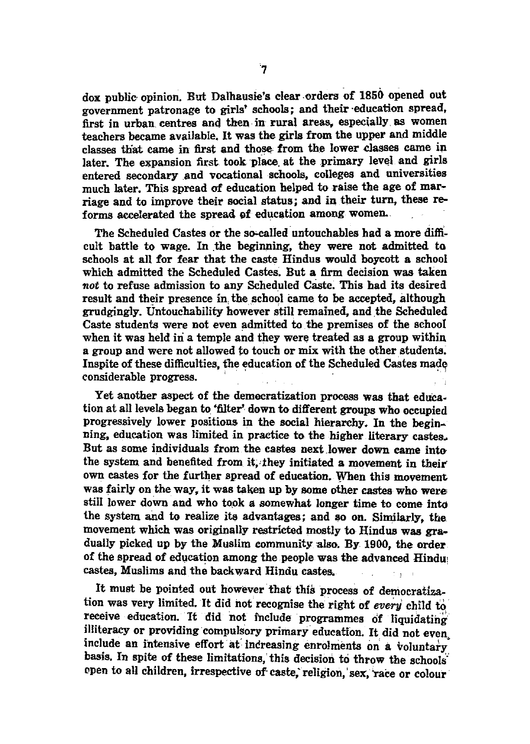dox public opinion. But Dalhausie's clear orders of 1850 opened out government patronage to girls' schools; and their education spread, first in urban centres and then in rural areas, especially as women teachers became available. It was the girls from the upper and middle classes that came in first and those from the lower classes came in later. The expansion first took place at the primary level and girls entered secondary and vocational schools, colleges and universities much later. This spread of education helped to raise the age of marriage and to improve their social status; and in their turn, these reforms accelerated the spread of education among women.

The Scheduled Castes or the so-called untouchables had a more difficult battle to wage. In the beginning, they were not admitted to schools at all for fear that the caste Hindus would boycott a school which admitted the Scheduled Castes. But a firm decision was taken *not* to refuse admission to any Scheduled Caste. This had its desired result and their presence in the school came to be accepted, although grudgingly. Untouchability however still remained, and the Scheduled Caste students were not even admitted to the premises of the school when it was held in a temple and they were treated as a group within a group and were not allowed to touch or mix with the other students. Inspite of these difficulties, the education of the Scheduled Castes made considerable progress.

Yet another aspect of the democratization process was that education at all levels began to 'filter' down to different groups who occupied progressively lower positions in the social hierarchy. In the beginning, education was limited in practice to the higher literary castes. But as some individuals from the castes next lower down came into the system and benefited from it, they initiated a movement in their own castes for the further spread of education. When this movement was fairly on the way, it was taken up by some other castes who were still lower down and who took a somewhat longer time to come into the system and to realize its advantages; and so on. Similarly, the movement which was originally restricted mostly to Hindus was gradually picked up by the Muslim community also. By 1900, the order of the spread of education among the people was the advanced Hindu castes, Muslims and the backward Hindu castes.

It must be pointed out however that this process of democratization was very limited. It did not recognise the right of *every* child to receive education. It did not include programmes of liquidating illiteracy or providing compulsory primary education. It did not even include an intensive effort at increasing enrolments on a voluntary basis. In spite of these limitations, this decision to throw the schools open to all children, irrespective of caste, religion, sex, race or colour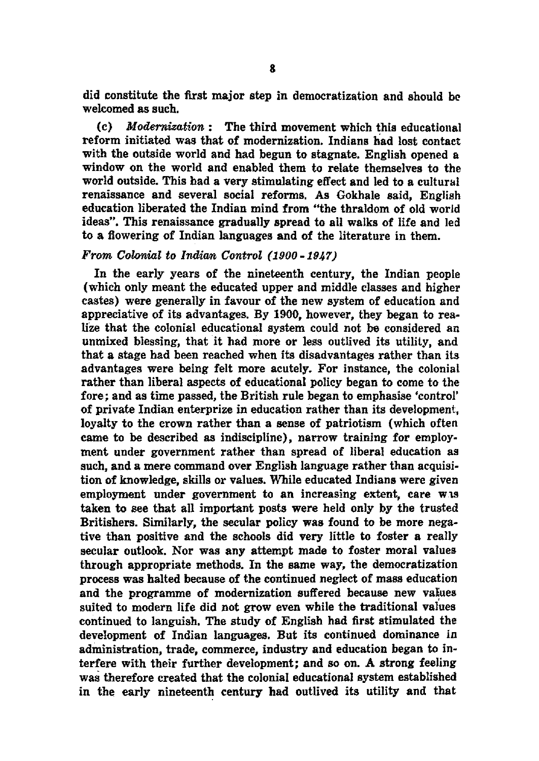did constitute the first major step in democratization and should be welcomed as such.

(c) *Modernization* : The third movement which this educational reform initiated was that of modernization. Indians had lost contact with the outside world and had begun to stagnate. English opened a window on the world and enabled them to relate themselves to the world outside. This had a very stimulating effect and led to a cultural renaissance and several social reforms. As Gokhale said, English education liberated the Indian mind from "the thraldom of old world ideas". This renaissance gradually spread to all walks of life and led to a flowering of Indian languages and of the literature in them.

### *From Colonial to Indian Control (1900 - 1947)*

In the early years of the nineteenth century, the Indian people (which only meant the educated upper and middle classes and higher castes) were generally in favour of the new system of education and appreciative of its advantages. By 1900, however, they began to realize that the colonial educational system could not be considered an unmixed blessing, that it had more or less outlived its utility, and that a stage had been reached when its disadvantages rather than its advantages were being felt more acutely. For instance, the colonial rather than liberal aspects of educational policy began to come to the fore; and as time passed, the British rule began to emphasise 'control' of private Indian enterprize in education rather than its development, loyalty to the crown rather than a sense of patriotism (which often came to be described as indiscipline), narrow training for employment under government rather than spread of liberal education as such, and a mere command over English language rather than acquisition of knowledge, skills or values. While educated Indians were given employment under government to an increasing extent, care was taken to see that all important posts were held only by the trusted Britishers. Similarly, the secular policy was found to be more negative than positive and the schools did very little to foster a really secular outlook. Nor was any attempt made to foster moral values through appropriate methods. In the same way, the democratization process was halted because of the continued neglect of mass education and the programme of modernization suffered because new values suited to modern life did not grow even while the traditional values continued to languish. The study of English had first stimulated the development of Indian languages. But its continued dominance in administration, trade, commerce, industry and education began to interfere with their further development; and so on. A strong feeling was therefore created that the colonial educational system established in the early nineteenth century had outlived its utility and that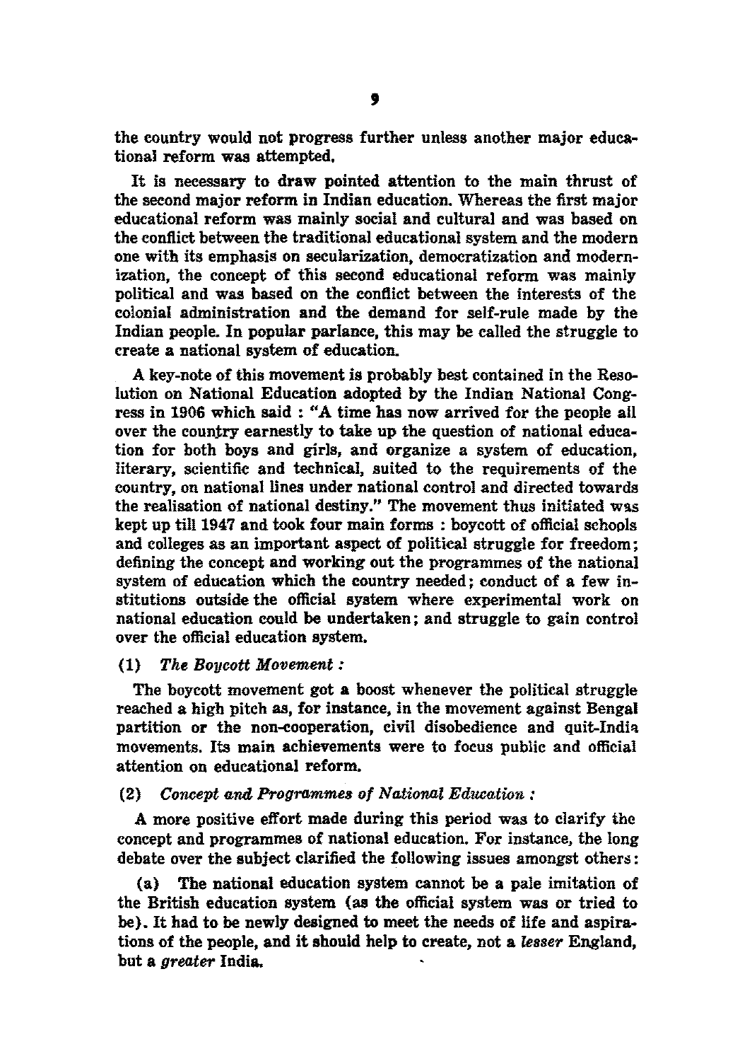the country would not progress further unless another major educational reform was attempted.

It is necessary to draw pointed attention to the main thrust of the second major reform in Indian education. Whereas the first major educational reform was mainly social and cultural and was based on the conflict between the traditional educational system and the modern one with its emphasis on secularization, democratization and modernization, the concept of this second educational reform was mainly political and was based on the conflict between the interests of the colonial administration and the demand for self-rule made by the Indian people. In popular parlance, this may be called the struggle to create a national system of education.

A key-note of this movement is probably best contained in the Resolution on National Education adopted by the Indian National Congress in 1906 which said : "A time has now arrived for the people all over the country earnestly to take up the question of national education for both boys and girls, and organize a system of education, literary, scientific and technical, suited to the requirements of the country, on national lines under national control and directed towards the realisation of national destiny." The movement thus initiated was kept up till 1947 and took four main forms : boycott of official schools and colleges as an important aspect of political struggle for freedom; defining the concept and working out the programmes of the national system of education which the country needed; conduct of a few institutions outside the official system where experimental work on national education could be undertaken; and struggle to gain control over the official education system.

(1) *The Boycott Movement :*

The boycott movement got a boost whenever the political struggle reached a high pitch as, for instance, in the movement against Bengal partition or the non-cooperation, civil disobedience and quit-India movements. Its main achievements were to focus public and official attention on educational reform.

(2) *Concept and Programmes of National Education :*

A more positive effort made during this period was to clarify the concept and programmes of national education. For instance, the long debate over the subject clarified the following issues amongst others:

(a) The national education system cannot be a pale imitation of the British education system (as the official system was or tried to be). It had to be newly designed to meet the needs of life and aspirations of the people, and it should help to create, not a *lesser* England, but a *greater* India.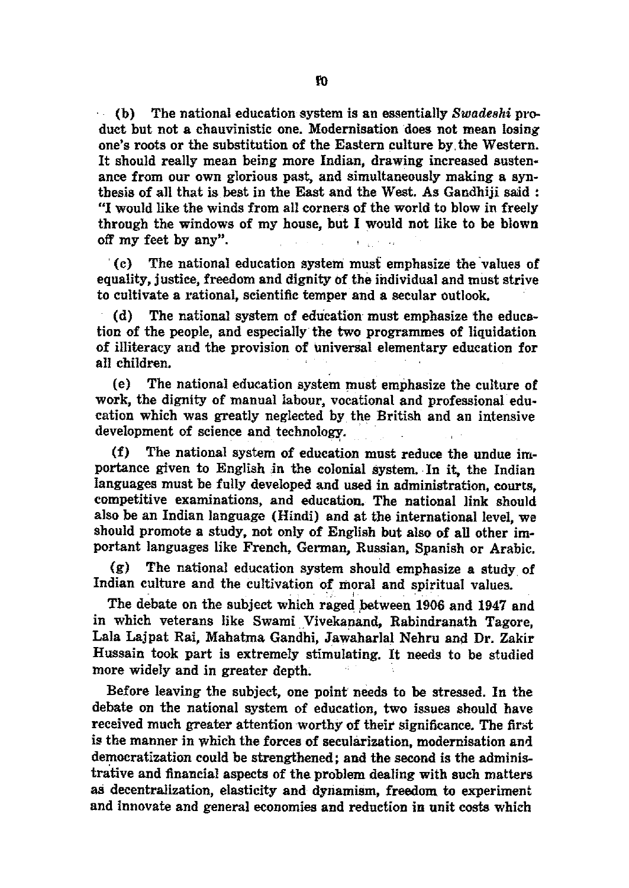(b) The national education system is an essentially *Swadeshi* product but not a chauvinistic one. Modernisation does not mean losing one's roots or the substitution of the Eastern culture by the Western. It should really mean being more Indian, drawing increased sustenance from our own glorious past, and simultaneously making a synthesis of all that is best in the East and the West. As Gandhiji said : "I would like the winds from all corners of the world to blow in freely through the windows of my house, but I would not like to be blown off my feet by any".

(c) The national education system must emphasize the values of equality, justice, freedom and dignity of the individual and must strive to cultivate a rational, scientific temper and a secular outlook.

(d) The national system of education must emphasize the education of the people, and especially the two programmes of liquidation of illiteracy and the provision of universal elementary education for all children.

(e) The national education system must emphasize the culture of work, the dignity of manual labour, vocational and professional education which was greatly neglected by the British and an intensive development of science and technology.

(f) The national system of education must reduce the undue importance given to English in the colonial system. In it, the Indian languages must be fully developed and used in administration, courts, competitive examinations, and education. The national link should also be an Indian language (Hindi) and at the international level, we should promote a study, not only of English but also of all other important languages like French, German, Russian, Spanish or Arabic.

(g) The national education system should emphasize a study of Indian culture and the cultivation of moral and spiritual values.

The debate on the subject which raged between 1906 and 1947 and in which veterans like Swami Vivekanand, Rabindranath Tagore, Lala Lajpat Rai, Mahatma Gandhi, Jawaharlal Nehru and Dr. Zakir Hussain took part is extremely stimulating. It needs to be studied more widely and in greater depth.

Before leaving the subject, one point needs to be stressed. In the debate on the national system of education, two issues should have received much greater attention worthy of their significance. The first is the manner in which the forces of secularization, modernisation and democratization could be strengthened; and the second is the administrative and financial aspects of the problem dealing with such matters as decentralization, elasticity and dynamism, freedom to experiment and innovate and general economies and reduction in unit costs which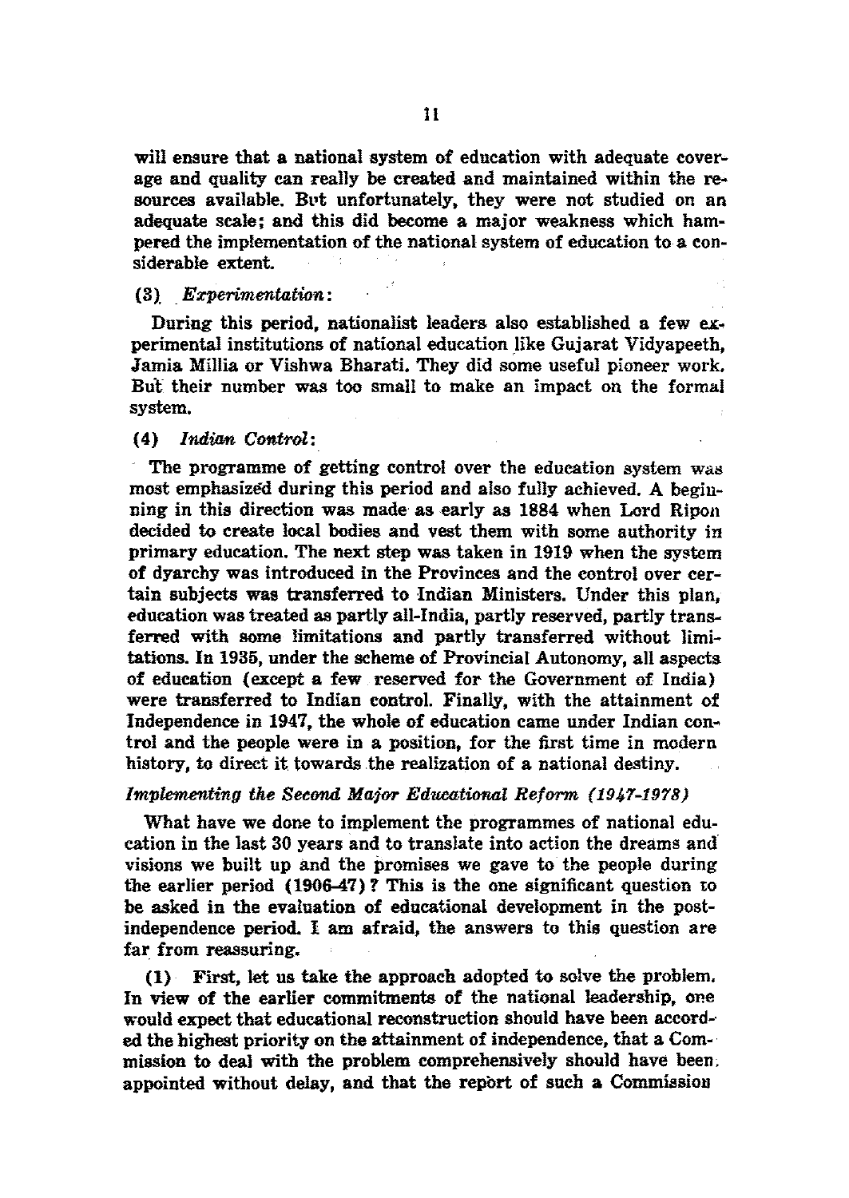will ensure that a national system of education with adequate coverage and quality can really be created and maintained within the resources available. But unfortunately, they were not studied on an adequate scale; and this did become a major weakness which hampered the implementation of the national system of education to a considerable extent.

(3) *Experimentation*:

During this period, nationalist leaders also established a few experimental institutions of national education like Gujarat Vidyapeeth, Jamia Millia or Vishwa Bharati. They did some useful pioneer work. But their number was too small to make an impact on the formal system.

(4) *Indian Control*:

The programme of getting control over the education system was most emphasized during this period and also fully achieved. A beginning in this direction was made as early as 1884 when Lord Ripon decided to create local bodies and vest them with some authority in primary education. The next step was taken in 1919 when the system of dyarchy was introduced in the Provinces and the control over certain subjects was transferred to Indian Ministers. Under this plan, education was treated as partly all-India, partly reserved, partly transferred with some limitations and partly transferred without limitations. In 1935, under the scheme of Provincial Autonomy, all aspects of education (except a few reserved for the Government of India) were transferred to Indian control. Finally, with the attainment of Independence in 1947, the whole of education came under Indian control and the people were in a position, for the first time in modern history, to direct it towards the realization of a national destiny.

### *Implementing the Second Major Educational Reform (1947-1978)*

What have we done to implement the programmes of national education in the last 30 years and to translate into action the dreams and visions we built up and the promises we gave to the people during the earlier period (1906-47)? This is the one significant question to be asked in the evaluation of educational development in the post-independence period. I am afraid, the answers to this question are far from reassuring.

(1) First, let us take the approach adopted to solve the problem. In view of the earlier commitments of the national leadership, one would expect that educational reconstruction should have been accorded the highest priority on the attainment of independence, that a Commission to deal with the problem comprehensively should have been appointed without delay, and that the report of such a Commission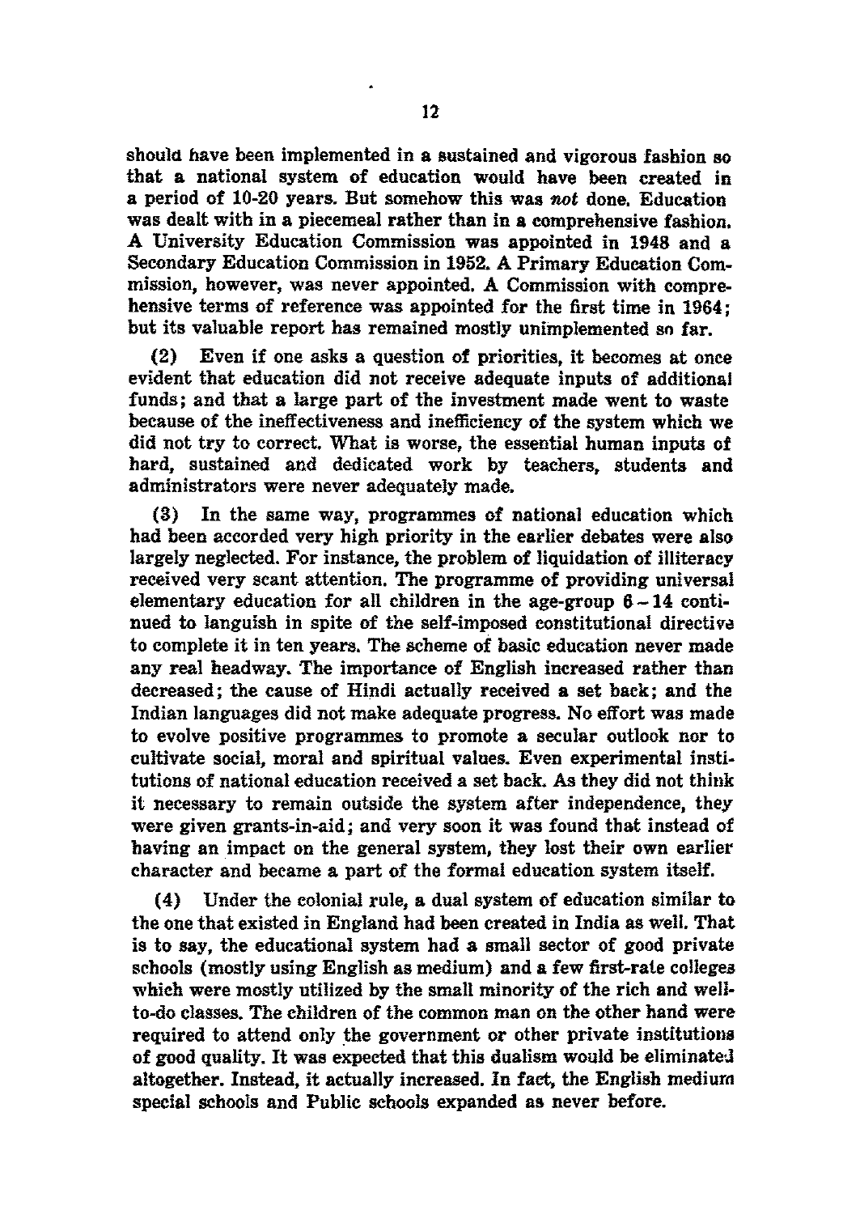should have been implemented in a sustained and vigorous fashion so that a national system of education would have been created in a period of 10-20 years. But somehow this was *not* done. Education was dealt with in a piecemeal rather than in a comprehensive fashion. A University Education Commission was appointed in 1948 and a Secondary Education Commission in 1952. A Primary Education Commission, however, was never appointed. A Commission with comprehensive terms of reference was appointed for the first time in 1964; but its valuable report has remained mostly unimplemented so far.

(2) Even if one asks a question of priorities, it becomes at once evident that education did not receive adequate inputs of additional funds; and that a large part of the investment made went to waste because of the ineffectiveness and inefficiency of the system which we did not try to correct. What is worse, the essential human inputs of hard, sustained and dedicated work by teachers, students and administrators were never adequately made.

(3) In the same way, programmes of national education which had been accorded very high priority in the earlier debates were also largely neglected. For instance, the problem of liquidation of illiteracy received very scant attention. The programme of providing universal elementary education for all children in the age-group 6 – 14 continued to languish in spite of the self-imposed constitutional directive to complete it in ten years. The scheme of basic education never made any real headway. The importance of English increased rather than decreased; the cause of Hindi actually received a set back; and the Indian languages did not make adequate progress. No effort was made to evolve positive programmes to promote a secular outlook nor to cultivate social, moral and spiritual values. Even experimental institutions of national education received a set back. As they did not think it necessary to remain outside the system after independence, they were given grants-in-aid; and very soon it was found that instead of having an impact on the general system, they lost their own earlier character and became a part of the formal education system itself.

(4) Under the colonial rule, a dual system of education similar to the one that existed in England had been created in India as well. That is to say, the educational system had a small sector of good private schools (mostly using English as medium) and a few first-rate colleges which were mostly utilized by the small minority of the rich and well-to-do classes. The children of the common man on the other hand were required to attend only the government or other private institutions of good quality. It was expected that this dualism would be eliminated altogether. Instead, it actually increased. In fact, the English medium special schools and Public schools expanded as never before.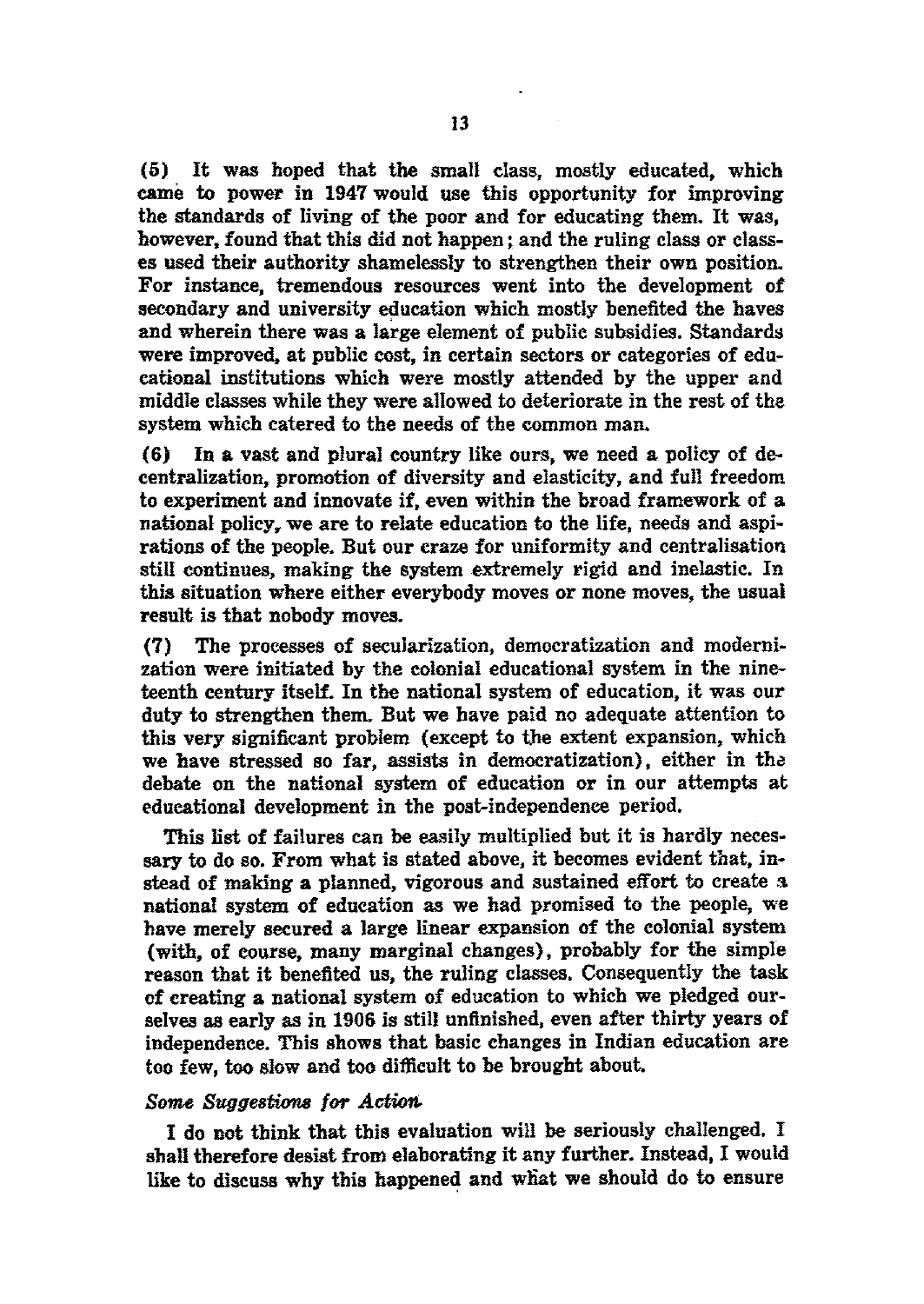(5) It was hoped that the small class, mostly educated, which came to power in 1947 would use this opportunity for improving the standards of living of the poor and for educating them. It was, however, found that this did not happen; and the ruling class or classes used their authority shamelessly to strengthen their own position. For instance, tremendous resources went into the development of secondary and university education which mostly benefited the haves and wherein there was a large element of public subsidies. Standards were improved, at public cost, in certain sectors or categories of educational institutions which were mostly attended by the upper and middle classes while they were allowed to deteriorate in the rest of the system which catered to the needs of the common man.

(6) In a vast and plural country like ours, we need a policy of decentralization, promotion of diversity and elasticity, and full freedom to experiment and innovate if, even within the broad framework of a national policy, we are to relate education to the life, needs and aspirations of the people. But our craze for uniformity and centralisation still continues, making the system extremely rigid and inelastic. In this situation where either everybody moves or none moves, the usual result is that nobody moves.

(7) The processes of secularization, democratization and modernization were initiated by the colonial educational system in the nineteenth century itself. In the national system of education, it was our duty to strengthen them. But we have paid no adequate attention to this very significant problem (except to the extent expansion, which we have stressed so far, assists in democratization), either in the debate on the national system of education or in our attempts at educational development in the post-independence period.

This list of failures can be easily multiplied but it is hardly necessary to do so. From what is stated above, it becomes evident that, instead of making a planned, vigorous and sustained effort to create a national system of education as we had promised to the people, we have merely secured a large linear expansion of the colonial system (with, of course, many marginal changes), probably for the simple reason that it benefited us, the ruling classes. Consequently the task of creating a national system of education to which we pledged ourselves as early as in 1906 is still unfinished, even after thirty years of independence. This shows that basic changes in Indian education are too few, too slow and too difficult to be brought about.

### *Some Suggestions for Action*

I do not think that this evaluation will be seriously challenged. I shall therefore desist from elaborating it any further. Instead, I would like to discuss why this happened and what we should do to ensure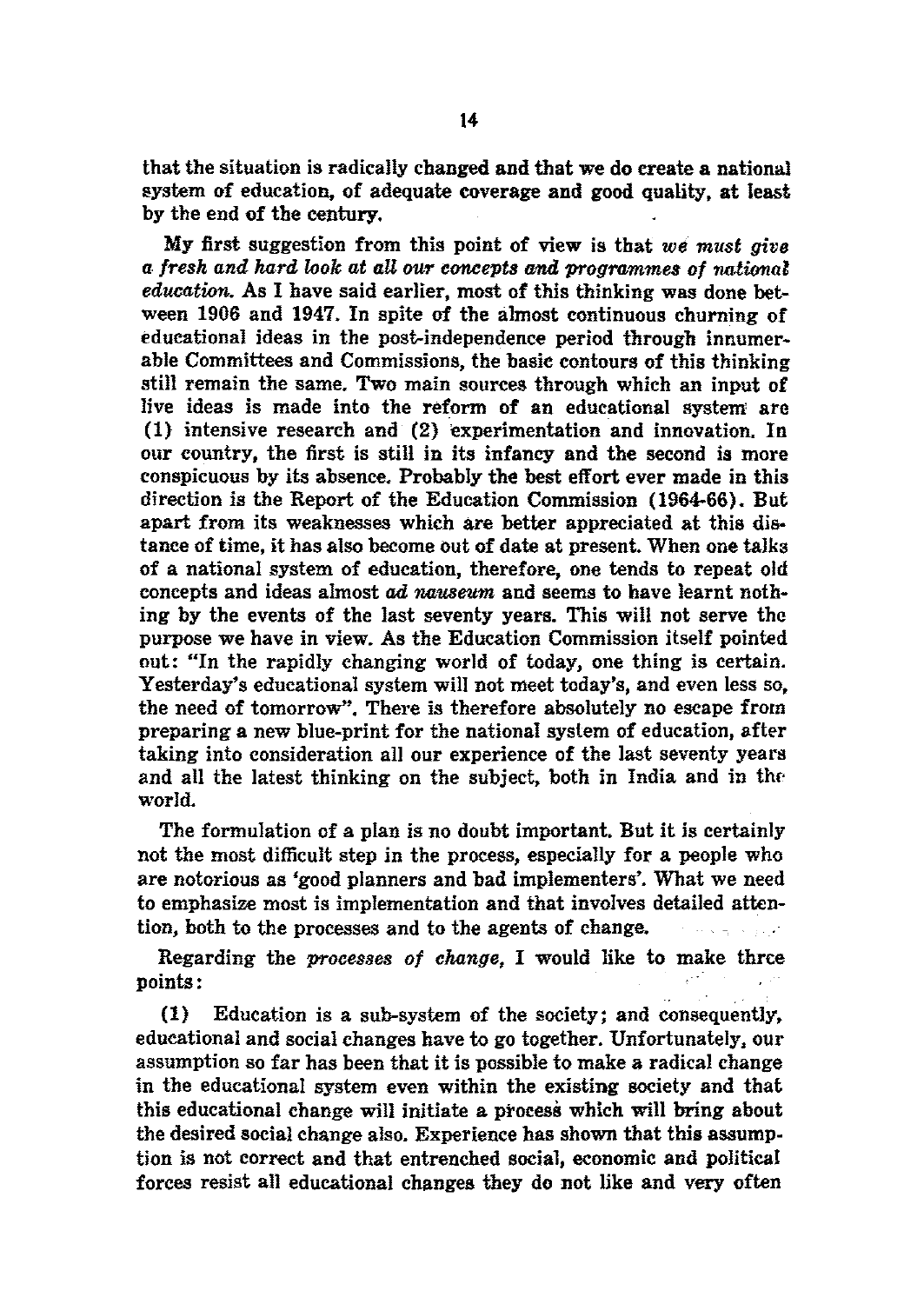that the situation is radically changed and that we do create a national system of education, of adequate coverage and good quality, at least by the end of the century.

My first suggestion from this point of view is that *we must give a fresh and hard look at all our concepts and programmes of national education.* As I have said earlier, most of this thinking was done between 1906 and 1947. In spite of the almost continuous churning of educational ideas in the post-independence period through innumerable Committees and Commissions, the basic contours of this thinking still remain the same. Two main sources through which an input of live ideas is made into the reform of an educational system are (1) intensive research and (2) experimentation and innovation. In our country, the first is still in its infancy and the second is more conspicuous by its absence. Probably the best effort ever made in this direction is the Report of the Education Commission (1964-66). But apart from its weaknesses which are better appreciated at this distance of time, it has also become out of date at present. When one talks of a national system of education, therefore, one tends to repeat old concepts and ideas almost *ad nauseum* and seems to have learnt nothing by the events of the last seventy years. This will not serve the purpose we have in view. As the Education Commission itself pointed out: "In the rapidly changing world of today, one thing is certain. Yesterday's educational system will not meet today's, and even less so, the need of tomorrow". There is therefore absolutely no escape from preparing a new blue-print for the national system of education, after taking into consideration all our experience of the last seventy years and all the latest thinking on the subject, both in India and in the world.

The formulation of a plan is no doubt important. But it is certainly not the most difficult step in the process, especially for a people who are notorious as 'good planners and bad implementers'. What we need to emphasize most is implementation and that involves detailed attention, both to the processes and to the agents of change.

Regarding the *processes of change*, I would like to make three points:

(1) Education is a sub-system of the society; and consequently, educational and social changes have to go together. Unfortunately, our assumption so far has been that it is possible to make a radical change in the educational system even within the existing society and that this educational change will initiate a process which will bring about the desired social change also. Experience has shown that this assumption is not correct and that entrenched social, economic and political forces resist all educational changes they do not like and very often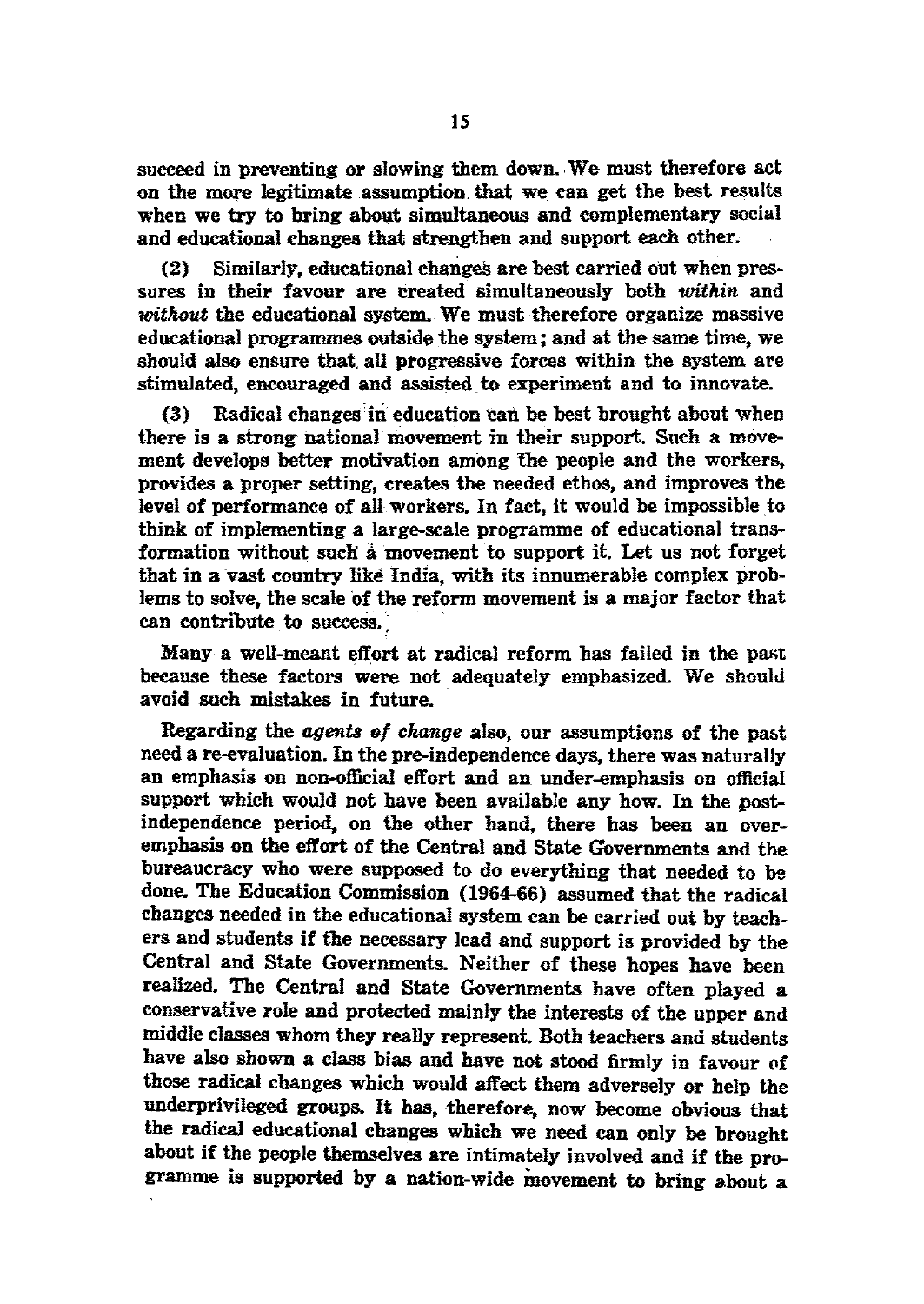succeed in preventing or slowing them down. We must therefore act on the more legitimate assumption that we can get the best results when we try to bring about simultaneous and complementary social and educational changes that strengthen and support each other.

(2) Similarly, educational changes are best carried out when pressures in their favour are created simultaneously both *within* and *without* the educational system. We must therefore organize massive educational programmes outside the system; and at the same time, we should also ensure that all progressive forces within the system are stimulated, encouraged and assisted to experiment and to innovate.

(3) Radical changes in education can be best brought about when there is a strong national movement in their support. Such a movement develops better motivation among the people and the workers, provides a proper setting, creates the needed ethos, and improves the level of performance of all workers. In fact, it would be impossible to think of implementing a large-scale programme of educational transformation without such a movement to support it. Let us not forget that in a vast country like India, with its innumerable complex problems to solve, the scale of the reform movement is a major factor that can contribute to success.

Many a well-meant effort at radical reform has failed in the past because these factors were not adequately emphasized. We should avoid such mistakes in future.

Regarding the *agents of change* also, our assumptions of the past need a re-evaluation. In the pre-independence days, there was naturally an emphasis on non-official effort and an under-emphasis on official support which would not have been available any how. In the post-independence period, on the other hand, there has been an over-emphasis on the effort of the Central and State Governments and the bureaucracy who were supposed to do everything that needed to be done. The Education Commission (1964-66) assumed that the radical changes needed in the educational system can be carried out by teachers and students if the necessary lead and support is provided by the Central and State Governments. Neither of these hopes have been realized. The Central and State Governments have often played a conservative role and protected mainly the interests of the upper and middle classes whom they really represent. Both teachers and students have also shown a class bias and have not stood firmly in favour of those radical changes which would affect them adversely or help the underprivileged groups. It has, therefore, now become obvious that the radical educational changes which we need can only be brought about if the people themselves are intimately involved and if the programme is supported by a nation-wide movement to bring about a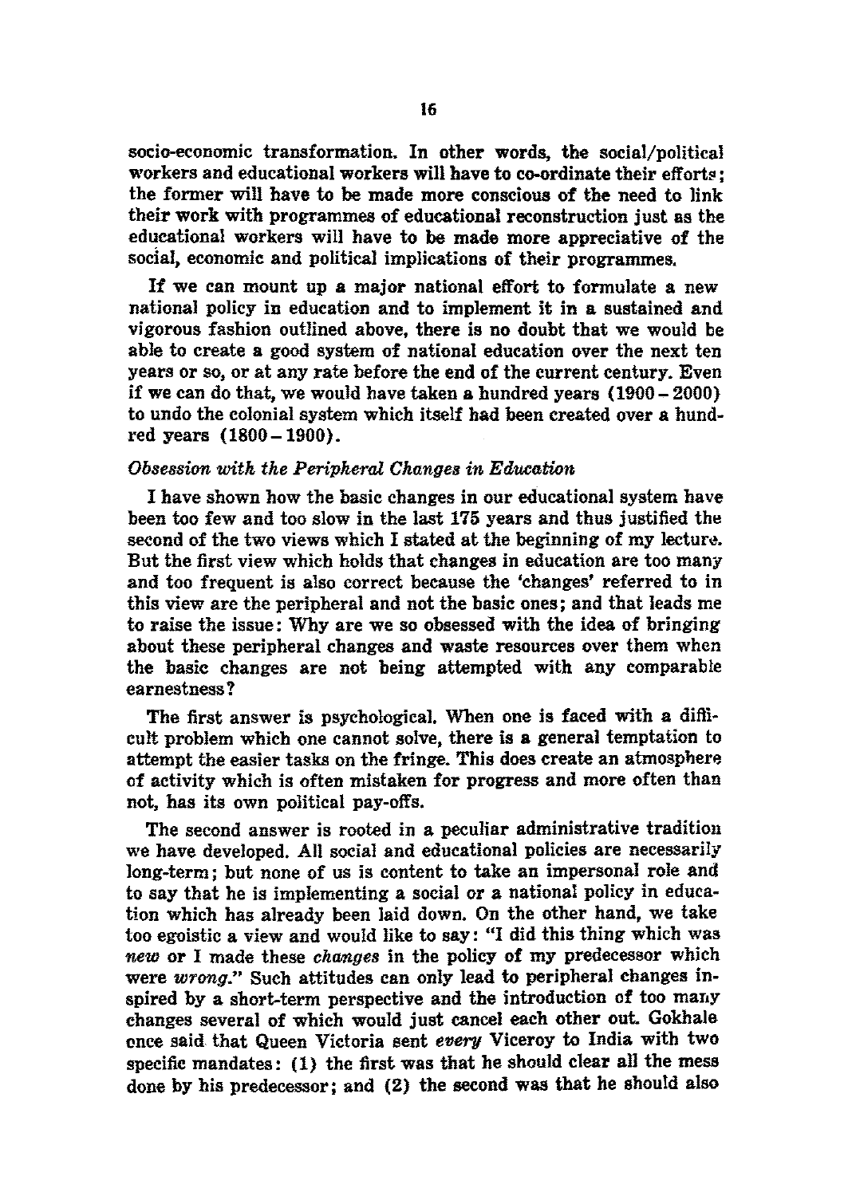socio-economic transformation. In other words, the social/political workers and educational workers will have to co-ordinate their efforts; the former will have to be made more conscious of the need to link their work with programmes of educational reconstruction just as the educational workers will have to be made more appreciative of the social, economic and political implications of their programmes.

If we can mount up a major national effort to formulate a new national policy in education and to implement it in a sustained and vigorous fashion outlined above, there is no doubt that we would be able to create a good system of national education over the next ten years or so, or at any rate before the end of the current century. Even if we can do that, we would have taken a hundred years (1900 – 2000) to undo the colonial system which itself had been created over a hundred years (1800 – 1900).

### *Obsession with the Peripheral Changes in Education*

I have shown how the basic changes in our educational system have been too few and too slow in the last 175 years and thus justified the second of the two views which I stated at the beginning of my lecture. But the first view which holds that changes in education are too many and too frequent is also correct because the 'changes' referred to in this view are the peripheral and not the basic ones; and that leads me to raise the issue: Why are we so obsessed with the idea of bringing about these peripheral changes and waste resources over them when the basic changes are not being attempted with any comparable earnestness?

The first answer is psychological. When one is faced with a difficult problem which one cannot solve, there is a general temptation to attempt the easier tasks on the fringe. This does create an atmosphere of activity which is often mistaken for progress and more often than not, has its own political pay-offs.

The second answer is rooted in a peculiar administrative tradition we have developed. All social and educational policies are necessarily long-term; but none of us is content to take an impersonal role and to say that he is implementing a social or a national policy in education which has already been laid down. On the other hand, we take too egoistic a view and would like to say: "I did this thing which was *new* or I made these *changes* in the policy of my predecessor which were *wrong*." Such attitudes can only lead to peripheral changes inspired by a short-term perspective and the introduction of too many changes several of which would just cancel each other out. Gokhale once said that Queen Victoria sent *every* Viceroy to India with two specific mandates: (1) the first was that he should clear all the mess done by his predecessor; and (2) the second was that he should also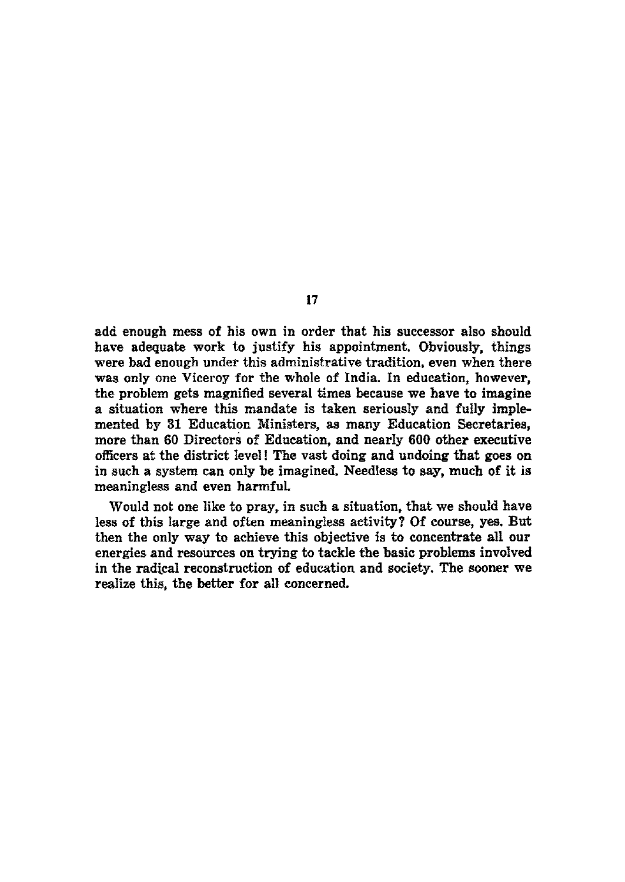add enough mess of his own in order that his successor also should have adequate work to justify his appointment. Obviously, things were bad enough under this administrative tradition, even when there was only one Viceroy for the whole of India. In education, however, the problem gets magnified several times because we have to imagine a situation where this mandate is taken seriously and fully implemented by 31 Education Ministers, as many Education Secretaries, more than 60 Directors of Education, and nearly 600 other executive officers at the district level! The vast doing and undoing that goes on in such a system can only be imagined. Needless to say, much of it is meaningless and even harmful.

Would not one like to pray, in such a situation, that we should have less of this large and often meaningless activity? Of course, yes. But then the only way to achieve this objective is to concentrate all our energies and resources on trying to tackle the basic problems involved in the radical reconstruction of education and society. The sooner we realize this, the better for all concerned.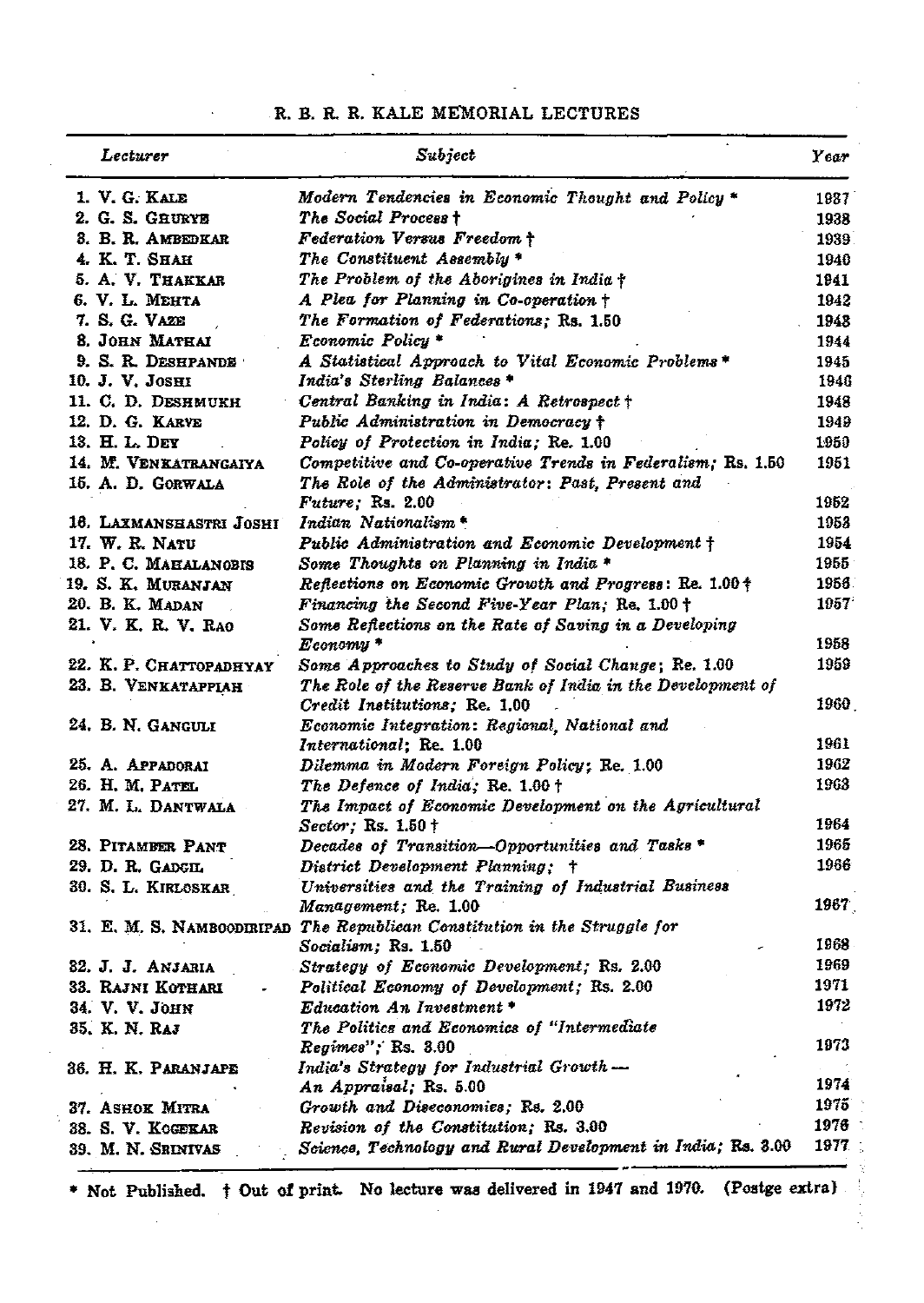## R. B. R. R. KALE MEMORIAL LECTURES

| Lecturer | Subject | Year |
|---|---|---|
| 1. V. G. Kale | *Modern Tendencies in Economic Thought and Policy* * | 1937 |
| 2. G. S. Ghurye | *The Social Process* † | 1938 |
| 3. B. R. Ambedkar | *Federation Versus Freedom* † | 1939 |
| 4. K. T. Shah | *The Constituent Assembly* * | 1940 |
| 5. A. V. Thakkar | *The Problem of the Aborigines in India* † | 1941 |
| 6. V. L. Mehta | *A Plea for Planning in Co-operation* † | 1942 |
| 7. S. G. Vaze | *The Formation of Federations*; Rs. 1.50 | 1943 |
| 8. John Mathai | *Economic Policy* * | 1944 |
| 9. S. R. Deshpande | *A Statistical Approach to Vital Economic Problems* * | 1945 |
| 10. J. V. Joshi | *India's Sterling Balances* * | 1946 |
| 11. C. D. Deshmukh | *Central Banking in India: A Retrospect* † | 1948 |
| 12. D. G. Karve | *Public Administration in Democracy* † | 1949 |
| 13. H. L. Dey | *Policy of Protection in India*; Re. 1.00 | 1950 |
| 14. M. Venkatrangaiya | *Competitive and Co-operative Trends in Federalism*; Rs. 1.50 | 1951 |
| 15. A. D. Gorwala | *The Role of the Administrator: Past, Present and Future*; Rs. 2.00 | 1952 |
| 16. Laxmanshastri Joshi | *Indian Nationalism* * | 1953 |
| 17. W. R. Natu | *Public Administration and Economic Development* † | 1954 |
| 18. P. C. Mahalanobis | *Some Thoughts on Planning in India* * | 1955 |
| 19. S. K. Muranjan | *Reflections on Economic Growth and Progress*: Re. 1.00 † | 1956 |
| 20. B. K. Madan | *Financing the Second Five-Year Plan*; Re. 1.00 † | 1957 |
| 21. V. K. R. V. Rao | *Some Reflections on the Rate of Saving in a Developing Economy* * | 1958 |
| 22. K. P. Chattopadhyay | *Some Approaches to Study of Social Change*; Re. 1.00 | 1959 |
| 23. B. Venkatappiah | *The Role of the Reserve Bank of India in the Development of Credit Institutions*; Re. 1.00 | 1960 |
| 24. B. N. Ganguli | *Economic Integration: Regional, National and International*; Re. 1.00 | 1961 |
| 25. A. Appadorai | *Dilemma in Modern Foreign Policy*; Re. 1.00 | 1962 |
| 26. H. M. Patel | *The Defence of India*; Re. 1.00 † | 1963 |
| 27. M. L. Dantwala | *The Impact of Economic Development on the Agricultural Sector*; Rs. 1.50 † | 1964 |
| 28. Pitamber Pant | *Decades of Transition—Opportunities and Tasks* * | 1965 |
| 29. D. R. Gadgil | *District Development Planning*; † | 1966 |
| 30. S. L. Kirloskar | *Universities and the Training of Industrial Business Management*; Re. 1.00 | 1967 |
| 31. E. M. S. Namboodiripad | *The Republican Constitution in the Struggle for Socialism*; Rs. 1.50 | 1968 |
| 32. J. J. Anjaria | *Strategy of Economic Development*; Rs. 2.00 | 1969 |
| 33. Rajni Kothari | *Political Economy of Development*; Rs. 2.00 | 1971 |
| 34. V. V. John | *Education An Investment* * | 1972 |
| 35. K. N. Raj | *The Politics and Economics of "Intermediate Regimes"*; Rs. 3.00 | 1973 |
| 36. H. K. Paranjape | *India's Strategy for Industrial Growth — An Appraisal*; Rs. 5.00 | 1974 |
| 37. Ashok Mitra | *Growth and Diseconomies*; Rs. 2.00 | 1975 |
| 38. S. V. Kogekar | *Revision of the Constitution*; Rs. 3.00 | 1976 |
| 39. M. N. Srinivas | *Science, Technology and Rural Development in India*; Rs. 3.00 | 1977 |

* Not Published. † Out of print. No lecture was delivered in 1947 and 1970. (Postge extra)